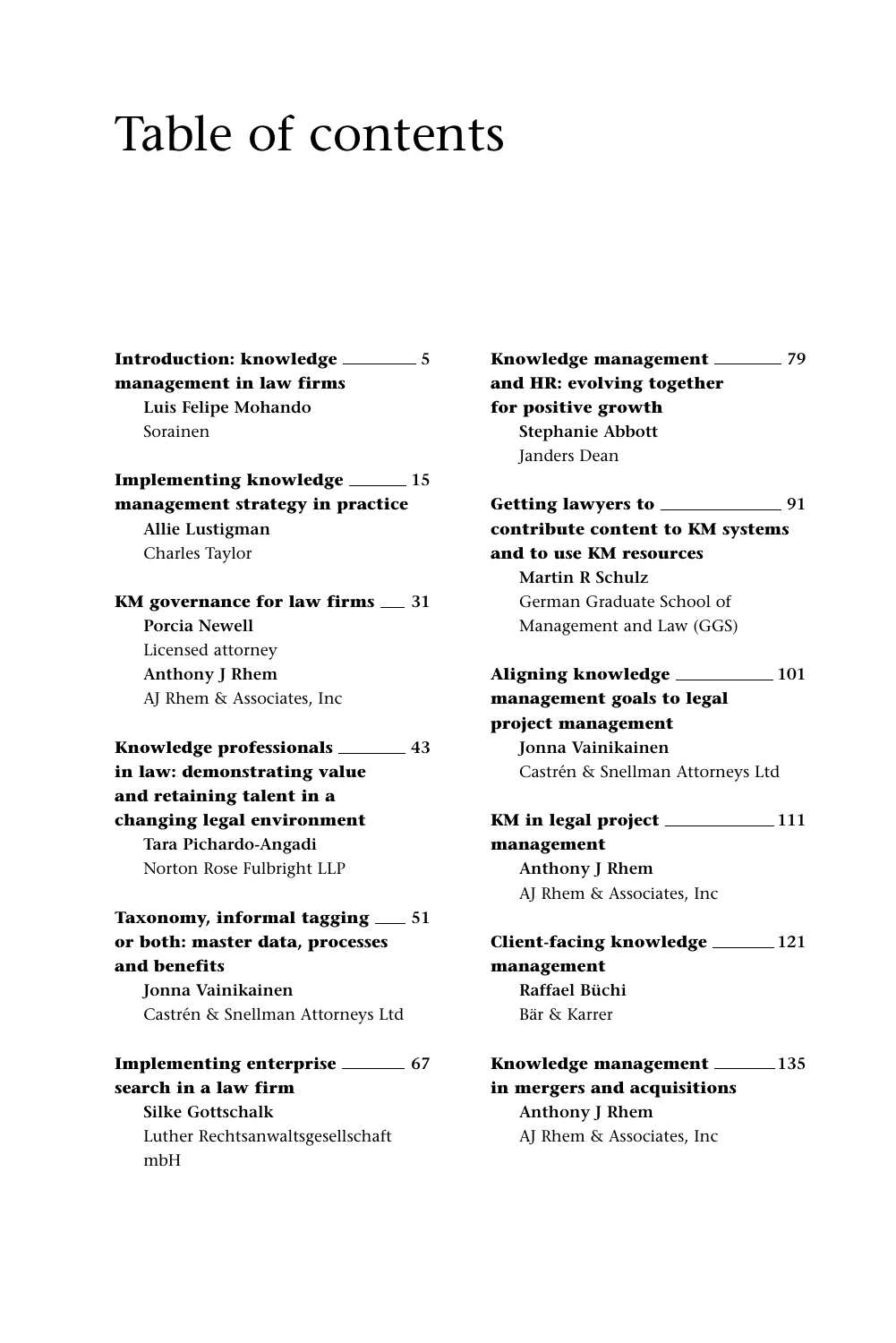# Table of contents

**Introduction: knowledge management in law firms** — **5**
**Luis Felipe Mohando**
Sorainen

**Implementing knowledge management strategy in practice** — **15**
**Allie Lustigman**
Charles Taylor

**KM governance for law firms** — **31**
**Porcia Newell**
Licensed attorney
**Anthony J Rhem**
AJ Rhem & Associates, Inc

**Knowledge professionals in law: demonstrating value and retaining talent in a changing legal environment** — **43**
**Tara Pichardo-Angadi**
Norton Rose Fulbright LLP

**Taxonomy, informal tagging or both: master data, processes and benefits** — **51**
**Jonna Vainikainen**
Castrén & Snellman Attorneys Ltd

**Implementing enterprise search in a law firm** — **67**
**Silke Gottschalk**
Luther Rechtsanwaltsgesellschaft mbH

**Knowledge management and HR: evolving together for positive growth** — **79**
**Stephanie Abbott**
Janders Dean

**Getting lawyers to contribute content to KM systems and to use KM resources** — **91**
**Martin R Schulz**
German Graduate School of Management and Law (GGS)

**Aligning knowledge management goals to legal project management** — **101**
**Jonna Vainikainen**
Castrén & Snellman Attorneys Ltd

**KM in legal project management** — **111**
**Anthony J Rhem**
AJ Rhem & Associates, Inc

**Client-facing knowledge management** — **121**
**Raffael Büchi**
Bär & Karrer

**Knowledge management in mergers and acquisitions** — **135**
**Anthony J Rhem**
AJ Rhem & Associates, Inc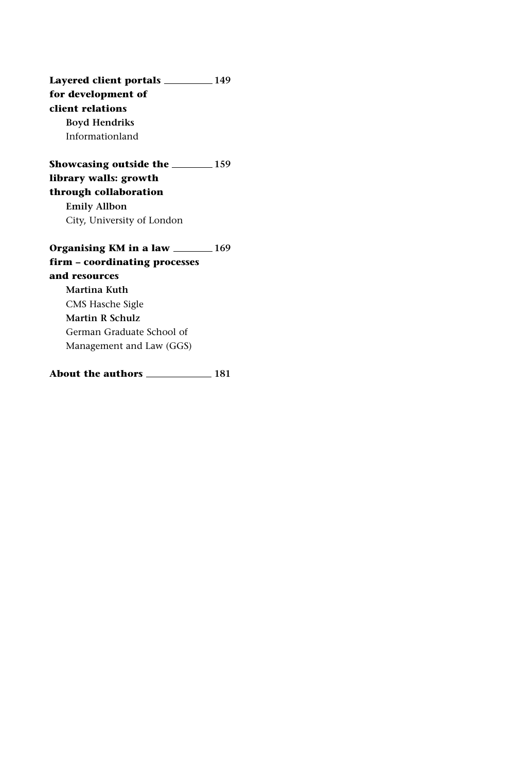**Layered client portals for development of client relations** _____ 149
Boyd Hendriks
Informationland

**Showcasing outside the library walls: growth through collaboration** _____ 159
Emily Allbon
City, University of London

**Organising KM in a law firm – coordinating processes and resources** _____ 169
Martina Kuth
CMS Hasche Sigle
Martin R Schulz
German Graduate School of Management and Law (GGS)

**About the authors** _____ 181